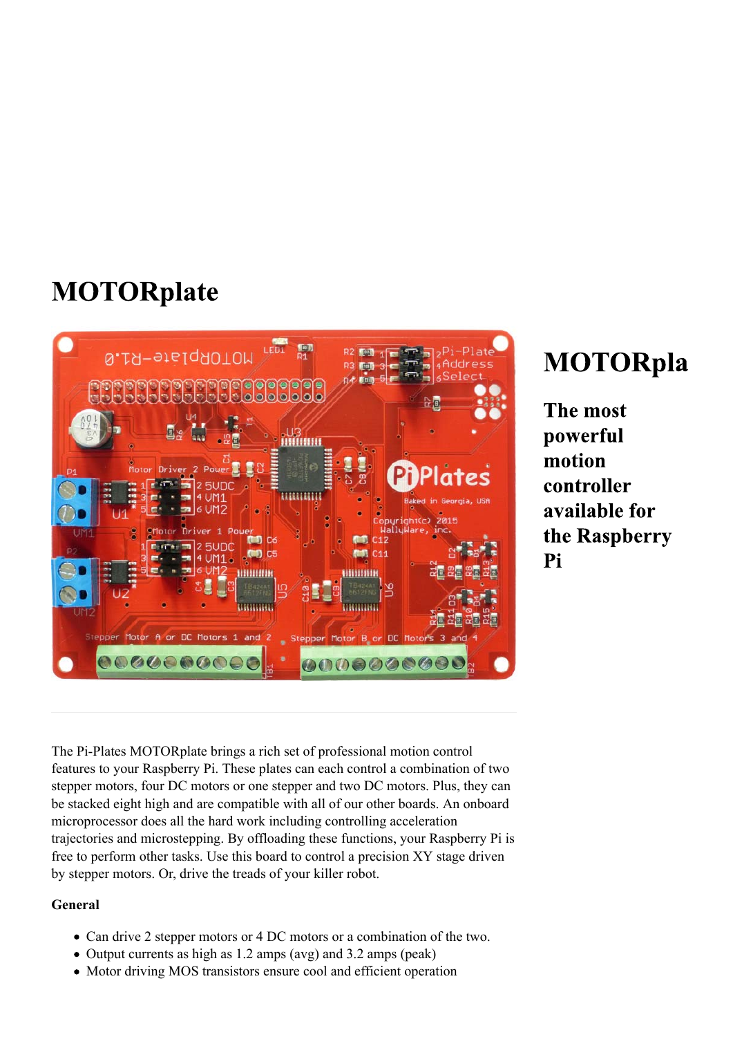# MOTORplate

## MOTORpla

### The most powerful motion controller available for the Raspberry Pi

The Pi-Plates MOTORplate brings a rich set of professional motion control features to your Raspberry Pi. These plates can each control a combination of two stepper motors, four DC motors or one stepper and two DC motors. Plus, they can be stacked eight high and are compatible with all of our other boards. An onboard microprocessor does all the hard work including controlling acceleration trajectories and microstepping. By offloading these functions, your Raspberry Pi is free to perform other tasks. Use this board to control a precision XY stage driven by stepper motors. Or, drive the treads of your killer robot.

**General**

- Can drive 2 stepper motors or 4 DC motors or a combination of the two.
- Output currents as high as 1.2 amps (avg) and 3.2 amps (peak)
- Motor driving MOS transistors ensure cool and efficient operation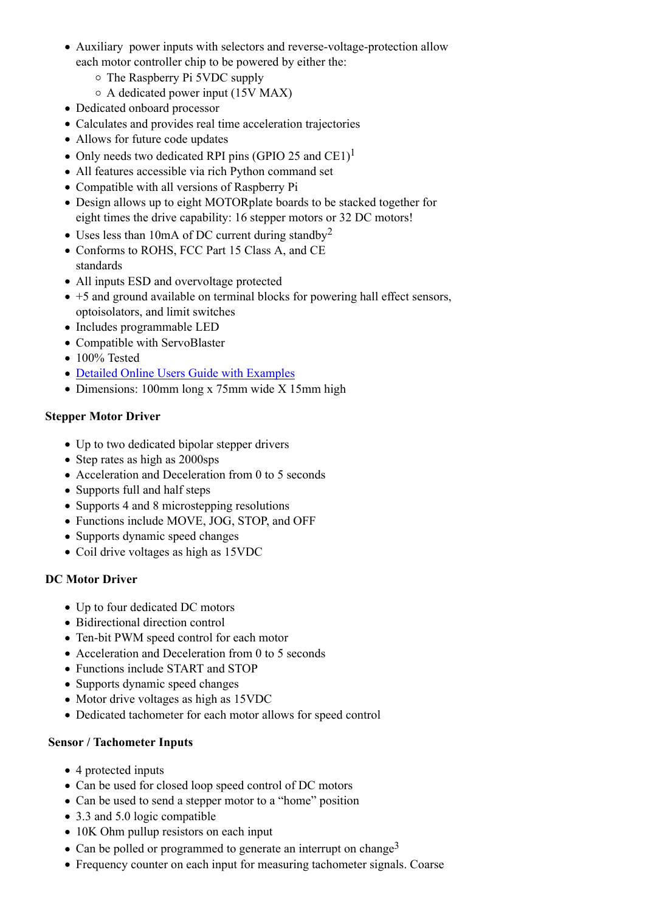- Auxiliary power inputs with selectors and reverse-voltage-protection allow each motor controller chip to be powered by either the:
  - The Raspberry Pi 5VDC supply
  - A dedicated power input (15V MAX)
- Dedicated onboard processor
- Calculates and provides real time acceleration trajectories
- Allows for future code updates
- Only needs two dedicated RPI pins (GPIO 25 and CE1)[1]
- All features accessible via rich Python command set
- Compatible with all versions of Raspberry Pi
- Design allows up to eight MOTORplate boards to be stacked together for eight times the drive capability: 16 stepper motors or 32 DC motors!
- Uses less than 10mA of DC current during standby[2]
- Conforms to ROHS, FCC Part 15 Class A, and CE standards
- All inputs ESD and overvoltage protected
- +5 and ground available on terminal blocks for powering hall effect sensors, optoisolators, and limit switches
- Includes programmable LED
- Compatible with ServoBlaster
- 100% Tested
- [Detailed Online Users Guide with Examples]()
- Dimensions: 100mm long x 75mm wide X 15mm high

**Stepper Motor Driver**

- Up to two dedicated bipolar stepper drivers
- Step rates as high as 2000sps
- Acceleration and Deceleration from 0 to 5 seconds
- Supports full and half steps
- Supports 4 and 8 microstepping resolutions
- Functions include MOVE, JOG, STOP, and OFF
- Supports dynamic speed changes
- Coil drive voltages as high as 15VDC

**DC Motor Driver**

- Up to four dedicated DC motors
- Bidirectional direction control
- Ten-bit PWM speed control for each motor
- Acceleration and Deceleration from 0 to 5 seconds
- Functions include START and STOP
- Supports dynamic speed changes
- Motor drive voltages as high as 15VDC
- Dedicated tachometer for each motor allows for speed control

**Sensor / Tachometer Inputs**

- 4 protected inputs
- Can be used for closed loop speed control of DC motors
- Can be used to send a stepper motor to a “home” position
- 3.3 and 5.0 logic compatible
- 10K Ohm pullup resistors on each input
- Can be polled or programmed to generate an interrupt on change[3]
- Frequency counter on each input for measuring tachometer signals. Coarse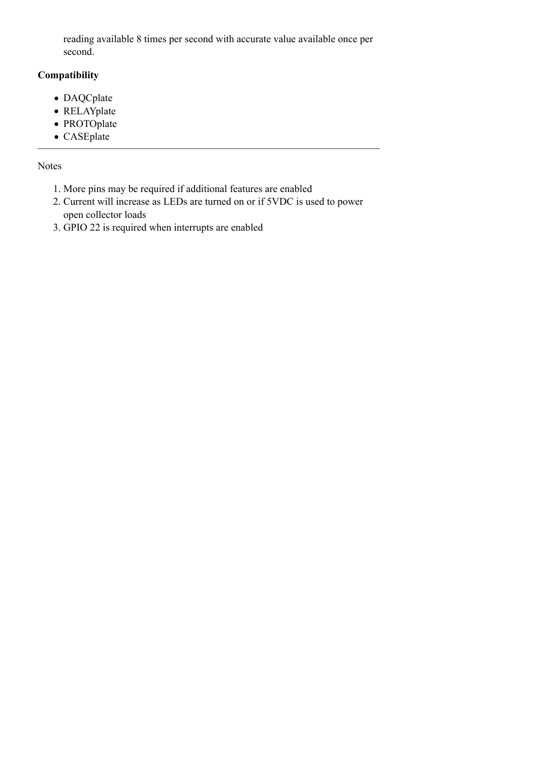reading available 8 times per second with accurate value available once per second.

**Compatibility**

- DAQCplate
- RELAYplate
- PROTOplate
- CASEplate

---

Notes

1. More pins may be required if additional features are enabled
2. Current will increase as LEDs are turned on or if 5VDC is used to power open collector loads
3. GPIO 22 is required when interrupts are enabled